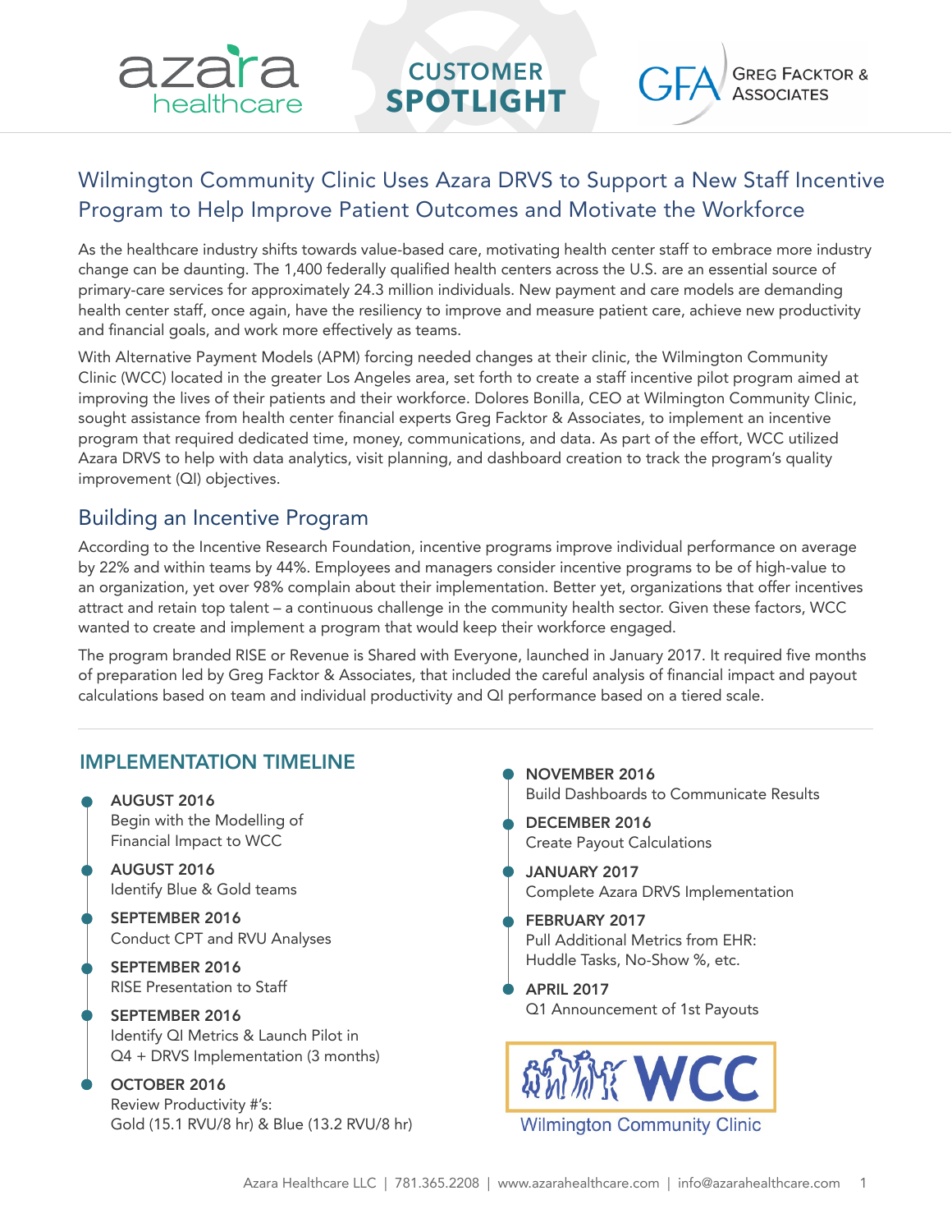azara healthcare

CUSTOMER SPOTLIGHT

GFA GREG FACKTOR & ASSOCIATES

# Wilmington Community Clinic Uses Azara DRVS to Support a New Staff Incentive Program to Help Improve Patient Outcomes and Motivate the Workforce

As the healthcare industry shifts towards value-based care, motivating health center staff to embrace more industry change can be daunting. The 1,400 federally qualified health centers across the U.S. are an essential source of primary-care services for approximately 24.3 million individuals. New payment and care models are demanding health center staff, once again, have the resiliency to improve and measure patient care, achieve new productivity and financial goals, and work more effectively as teams.

With Alternative Payment Models (APM) forcing needed changes at their clinic, the Wilmington Community Clinic (WCC) located in the greater Los Angeles area, set forth to create a staff incentive pilot program aimed at improving the lives of their patients and their workforce. Dolores Bonilla, CEO at Wilmington Community Clinic, sought assistance from health center financial experts Greg Facktor & Associates, to implement an incentive program that required dedicated time, money, communications, and data. As part of the effort, WCC utilized Azara DRVS to help with data analytics, visit planning, and dashboard creation to track the program's quality improvement (QI) objectives.

## Building an Incentive Program

According to the Incentive Research Foundation, incentive programs improve individual performance on average by 22% and within teams by 44%. Employees and managers consider incentive programs to be of high-value to an organization, yet over 98% complain about their implementation. Better yet, organizations that offer incentives attract and retain top talent – a continuous challenge in the community health sector. Given these factors, WCC wanted to create and implement a program that would keep their workforce engaged.

The program branded RISE or Revenue is Shared with Everyone, launched in January 2017. It required five months of preparation led by Greg Facktor & Associates, that included the careful analysis of financial impact and payout calculations based on team and individual productivity and QI performance based on a tiered scale.

## IMPLEMENTATION TIMELINE

- **AUGUST 2016**
  Begin with the Modelling of Financial Impact to WCC
- **AUGUST 2016**
  Identify Blue & Gold teams
- **SEPTEMBER 2016**
  Conduct CPT and RVU Analyses
- **SEPTEMBER 2016**
  RISE Presentation to Staff
- **SEPTEMBER 2016**
  Identify QI Metrics & Launch Pilot in Q4 + DRVS Implementation (3 months)
- **OCTOBER 2016**
  Review Productivity #'s:
  Gold (15.1 RVU/8 hr) & Blue (13.2 RVU/8 hr)
- **NOVEMBER 2016**
  Build Dashboards to Communicate Results
- **DECEMBER 2016**
  Create Payout Calculations
- **JANUARY 2017**
  Complete Azara DRVS Implementation
- **FEBRUARY 2017**
  Pull Additional Metrics from EHR: Huddle Tasks, No-Show %, etc.
- **APRIL 2017**
  Q1 Announcement of 1st Payouts

WCC Wilmington Community Clinic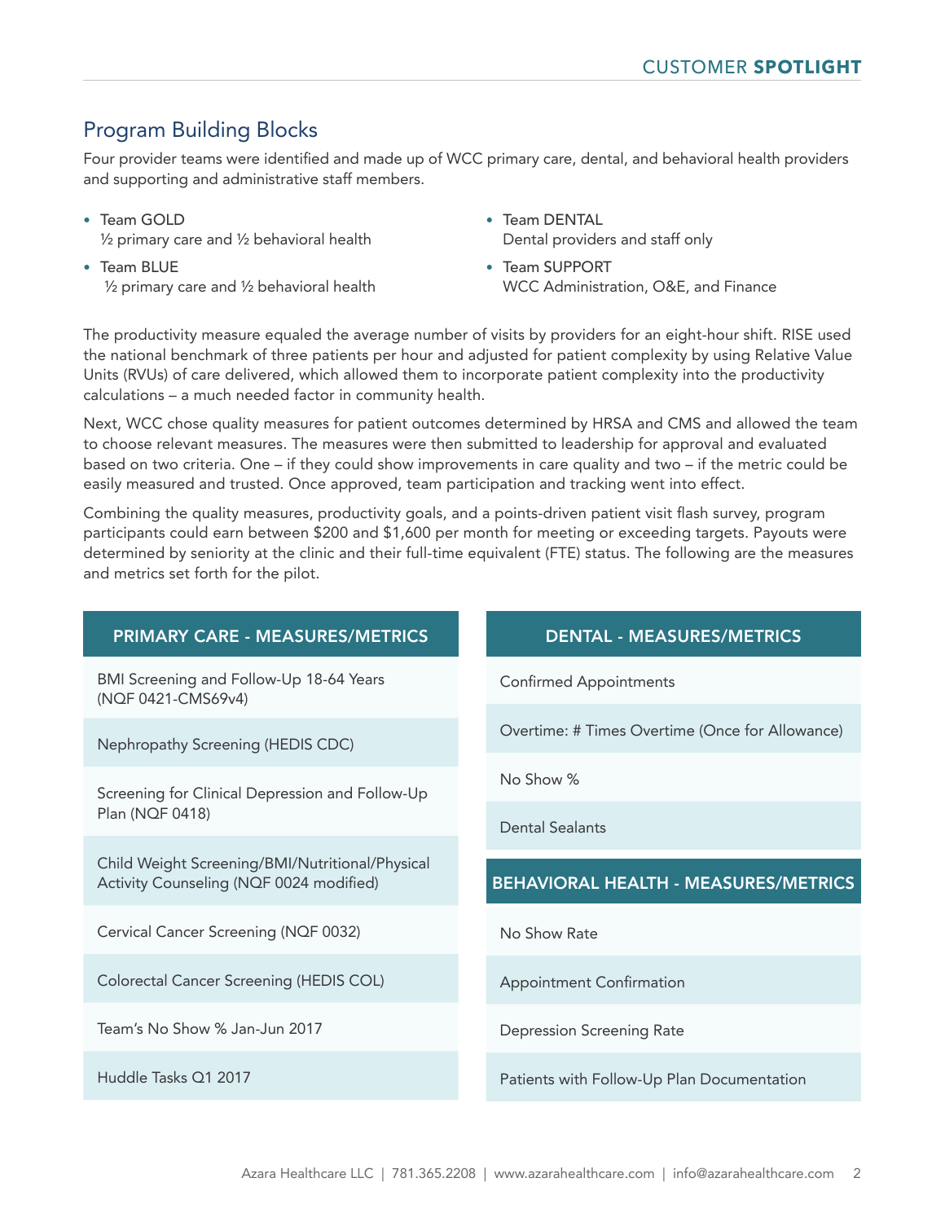## Program Building Blocks

Four provider teams were identified and made up of WCC primary care, dental, and behavioral health providers and supporting and administrative staff members.

- Team GOLD
  ½ primary care and ½ behavioral health
- Team BLUE
  ½ primary care and ½ behavioral health
- Team DENTAL
  Dental providers and staff only
- Team SUPPORT
  WCC Administration, O&E, and Finance

The productivity measure equaled the average number of visits by providers for an eight-hour shift. RISE used the national benchmark of three patients per hour and adjusted for patient complexity by using Relative Value Units (RVUs) of care delivered, which allowed them to incorporate patient complexity into the productivity calculations – a much needed factor in community health.

Next, WCC chose quality measures for patient outcomes determined by HRSA and CMS and allowed the team to choose relevant measures. The measures were then submitted to leadership for approval and evaluated based on two criteria. One – if they could show improvements in care quality and two – if the metric could be easily measured and trusted. Once approved, team participation and tracking went into effect.

Combining the quality measures, productivity goals, and a points-driven patient visit flash survey, program participants could earn between $200 and $1,600 per month for meeting or exceeding targets. Payouts were determined by seniority at the clinic and their full-time equivalent (FTE) status. The following are the measures and metrics set forth for the pilot.

| PRIMARY CARE - MEASURES/METRICS |
|---|
| BMI Screening and Follow-Up 18-64 Years (NQF 0421-CMS69v4) |
| Nephropathy Screening (HEDIS CDC) |
| Screening for Clinical Depression and Follow-Up Plan (NQF 0418) |
| Child Weight Screening/BMI/Nutritional/Physical Activity Counseling (NQF 0024 modified) |
| Cervical Cancer Screening (NQF 0032) |
| Colorectal Cancer Screening (HEDIS COL) |
| Team's No Show % Jan-Jun 2017 |
| Huddle Tasks Q1 2017 |

| DENTAL - MEASURES/METRICS |
|---|
| Confirmed Appointments |
| Overtime: # Times Overtime (Once for Allowance) |
| No Show % |
| Dental Sealants |

| BEHAVIORAL HEALTH - MEASURES/METRICS |
|---|
| No Show Rate |
| Appointment Confirmation |
| Depression Screening Rate |
| Patients with Follow-Up Plan Documentation |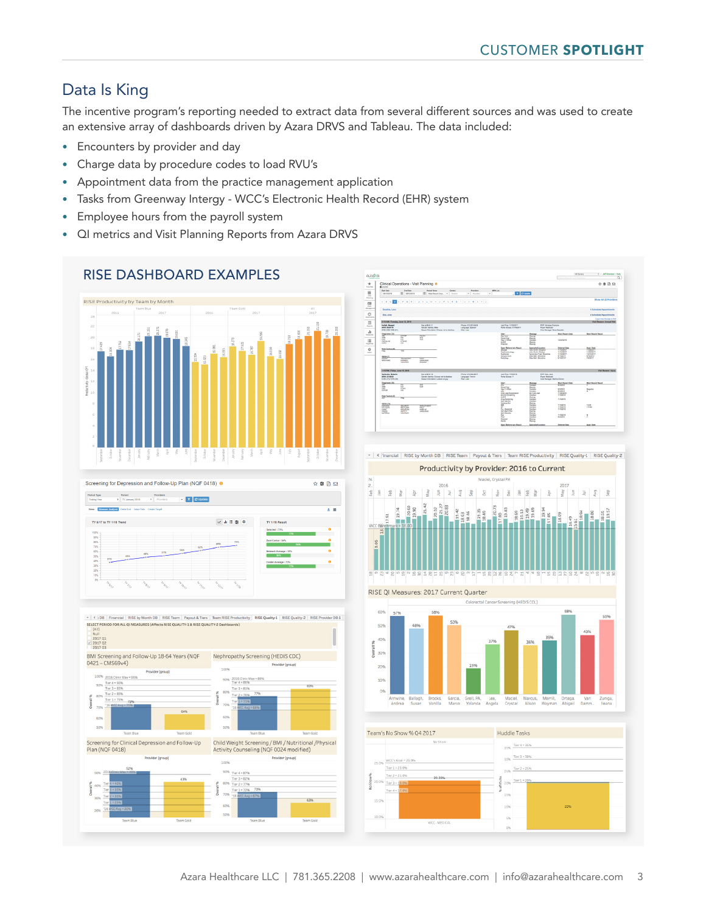## Data Is King

The incentive program's reporting needed to extract data from several different sources and was used to create an extensive array of dashboards driven by Azara DRVS and Tableau. The data included:

- Encounters by provider and day
- Charge data by procedure codes to load RVU's
- Appointment data from the practice management application
- Tasks from Greenway Intergy - WCC's Electronic Health Record (EHR) system
- Employee hours from the payroll system
- QI metrics and Visit Planning Reports from Azara DRVS

## RISE DASHBOARD EXAMPLES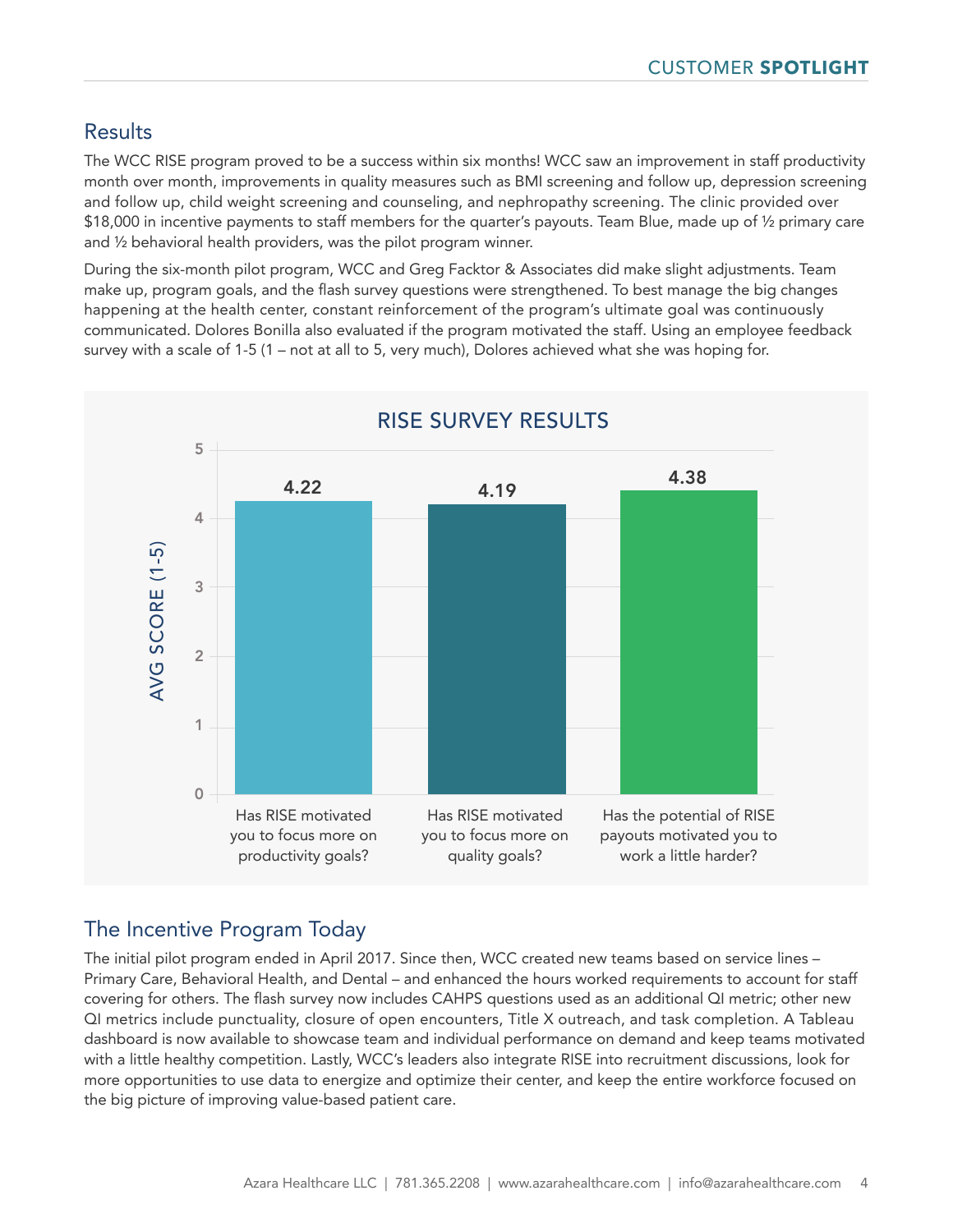## Results

The WCC RISE program proved to be a success within six months! WCC saw an improvement in staff productivity month over month, improvements in quality measures such as BMI screening and follow up, depression screening and follow up, child weight screening and counseling, and nephropathy screening. The clinic provided over $18,000 in incentive payments to staff members for the quarter's payouts. Team Blue, made up of ½ primary care and ½ behavioral health providers, was the pilot program winner.

During the six-month pilot program, WCC and Greg Facktor & Associates did make slight adjustments. Team make up, program goals, and the flash survey questions were strengthened. To best manage the big changes happening at the health center, constant reinforcement of the program's ultimate goal was continuously communicated. Dolores Bonilla also evaluated if the program motivated the staff. Using an employee feedback survey with a scale of 1-5 (1 – not at all to 5, very much), Dolores achieved what she was hoping for.

RISE SURVEY RESULTS

AVG SCORE (1-5)

0
1
2
3
4
5

4.22
Has RISE motivated you to focus more on productivity goals?

4.19
Has RISE motivated you to focus more on quality goals?

4.38
Has the potential of RISE payouts motivated you to work a little harder?

## The Incentive Program Today

The initial pilot program ended in April 2017. Since then, WCC created new teams based on service lines – Primary Care, Behavioral Health, and Dental – and enhanced the hours worked requirements to account for staff covering for others. The flash survey now includes CAHPS questions used as an additional QI metric; other new QI metrics include punctuality, closure of open encounters, Title X outreach, and task completion. A Tableau dashboard is now available to showcase team and individual performance on demand and keep teams motivated with a little healthy competition. Lastly, WCC's leaders also integrate RISE into recruitment discussions, look for more opportunities to use data to energize and optimize their center, and keep the entire workforce focused on the big picture of improving value-based patient care.